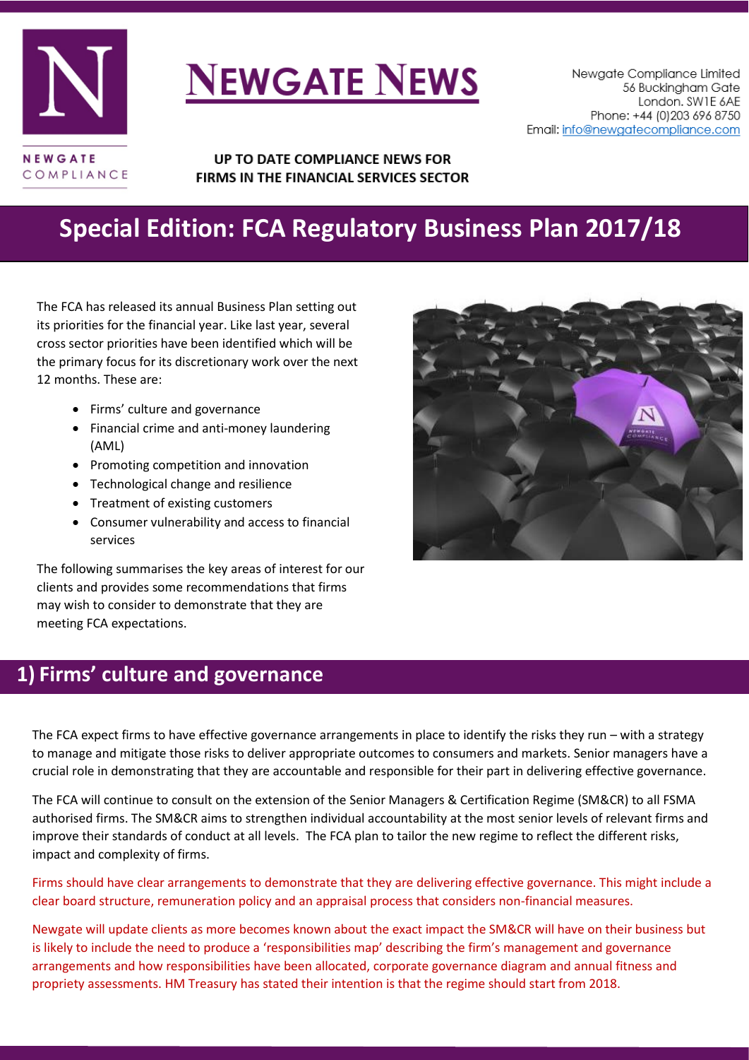# NEWGATE NEWS

Newgate Compliance Limited
56 Buckingham Gate
London. SW1E 6AE
Phone: +44 (0)203 696 8750
Email: info@newgatecompliance.com

**UP TO DATE COMPLIANCE NEWS FOR FIRMS IN THE FINANCIAL SERVICES SECTOR**

## Special Edition: FCA Regulatory Business Plan 2017/18

The FCA has released its annual Business Plan setting out its priorities for the financial year. Like last year, several cross sector priorities have been identified which will be the primary focus for its discretionary work over the next 12 months. These are:

- Firms' culture and governance
- Financial crime and anti-money laundering (AML)
- Promoting competition and innovation
- Technological change and resilience
- Treatment of existing customers
- Consumer vulnerability and access to financial services

The following summarises the key areas of interest for our clients and provides some recommendations that firms may wish to consider to demonstrate that they are meeting FCA expectations.

## 1) Firms' culture and governance

The FCA expect firms to have effective governance arrangements in place to identify the risks they run – with a strategy to manage and mitigate those risks to deliver appropriate outcomes to consumers and markets. Senior managers have a crucial role in demonstrating that they are accountable and responsible for their part in delivering effective governance.

The FCA will continue to consult on the extension of the Senior Managers & Certification Regime (SM&CR) to all FSMA authorised firms. The SM&CR aims to strengthen individual accountability at the most senior levels of relevant firms and improve their standards of conduct at all levels. The FCA plan to tailor the new regime to reflect the different risks, impact and complexity of firms.

Firms should have clear arrangements to demonstrate that they are delivering effective governance. This might include a clear board structure, remuneration policy and an appraisal process that considers non-financial measures.

Newgate will update clients as more becomes known about the exact impact the SM&CR will have on their business but is likely to include the need to produce a 'responsibilities map' describing the firm's management and governance arrangements and how responsibilities have been allocated, corporate governance diagram and annual fitness and propriety assessments. HM Treasury has stated their intention is that the regime should start from 2018.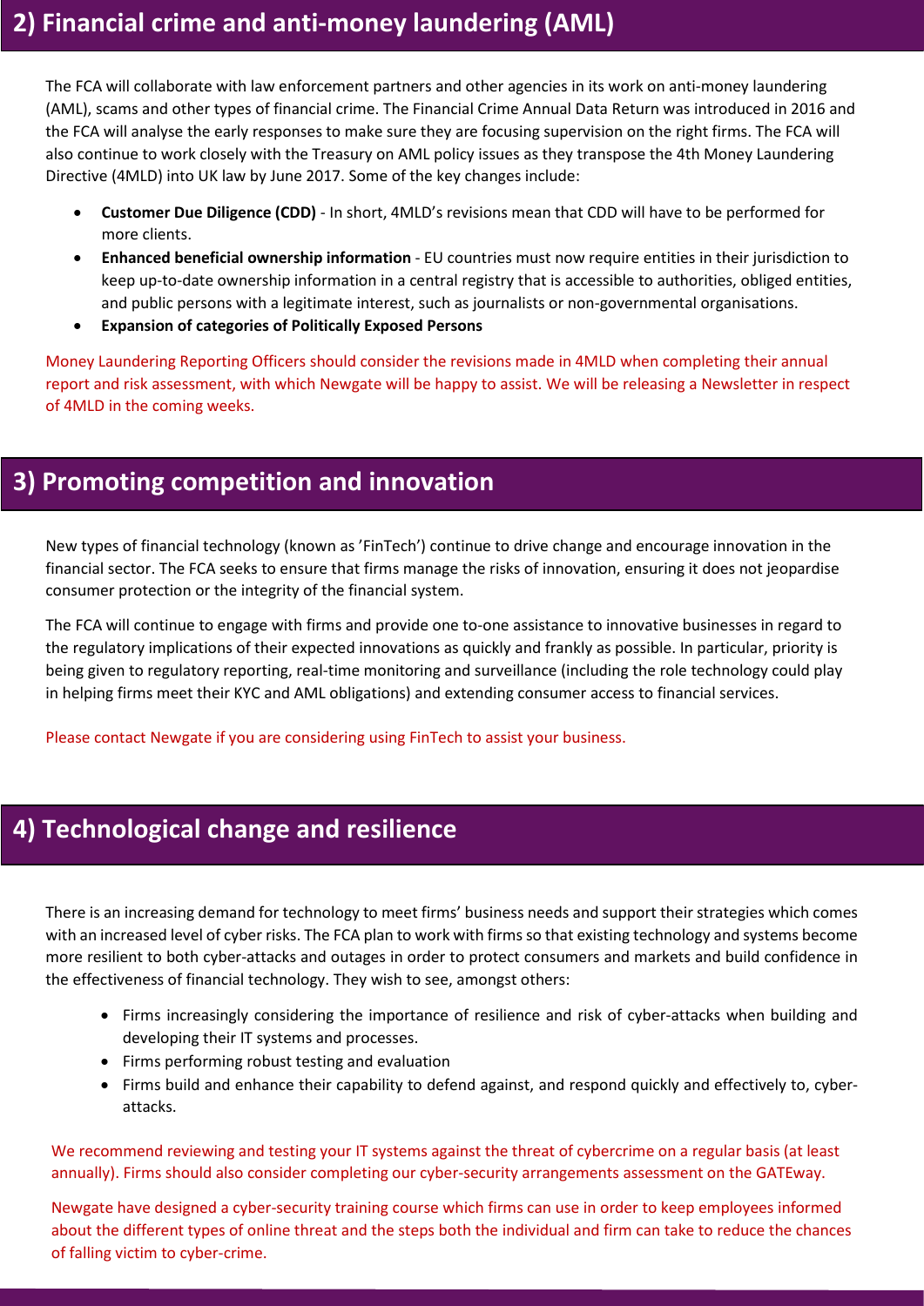## 2) Financial crime and anti-money laundering (AML)

The FCA will collaborate with law enforcement partners and other agencies in its work on anti-money laundering (AML), scams and other types of financial crime. The Financial Crime Annual Data Return was introduced in 2016 and the FCA will analyse the early responses to make sure they are focusing supervision on the right firms. The FCA will also continue to work closely with the Treasury on AML policy issues as they transpose the 4th Money Laundering Directive (4MLD) into UK law by June 2017. Some of the key changes include:

- **Customer Due Diligence (CDD)** - In short, 4MLD's revisions mean that CDD will have to be performed for more clients.
- **Enhanced beneficial ownership information** - EU countries must now require entities in their jurisdiction to keep up-to-date ownership information in a central registry that is accessible to authorities, obliged entities, and public persons with a legitimate interest, such as journalists or non-governmental organisations.
- **Expansion of categories of Politically Exposed Persons**

Money Laundering Reporting Officers should consider the revisions made in 4MLD when completing their annual report and risk assessment, with which Newgate will be happy to assist. We will be releasing a Newsletter in respect of 4MLD in the coming weeks.

## 3) Promoting competition and innovation

New types of financial technology (known as 'FinTech') continue to drive change and encourage innovation in the financial sector. The FCA seeks to ensure that firms manage the risks of innovation, ensuring it does not jeopardise consumer protection or the integrity of the financial system.

The FCA will continue to engage with firms and provide one to-one assistance to innovative businesses in regard to the regulatory implications of their expected innovations as quickly and frankly as possible. In particular, priority is being given to regulatory reporting, real-time monitoring and surveillance (including the role technology could play in helping firms meet their KYC and AML obligations) and extending consumer access to financial services.

Please contact Newgate if you are considering using FinTech to assist your business.

## 4) Technological change and resilience

There is an increasing demand for technology to meet firms' business needs and support their strategies which comes with an increased level of cyber risks. The FCA plan to work with firms so that existing technology and systems become more resilient to both cyber-attacks and outages in order to protect consumers and markets and build confidence in the effectiveness of financial technology. They wish to see, amongst others:

- Firms increasingly considering the importance of resilience and risk of cyber-attacks when building and developing their IT systems and processes.
- Firms performing robust testing and evaluation
- Firms build and enhance their capability to defend against, and respond quickly and effectively to, cyber-attacks.

We recommend reviewing and testing your IT systems against the threat of cybercrime on a regular basis (at least annually). Firms should also consider completing our cyber-security arrangements assessment on the GATEway.

Newgate have designed a cyber-security training course which firms can use in order to keep employees informed about the different types of online threat and the steps both the individual and firm can take to reduce the chances of falling victim to cyber-crime.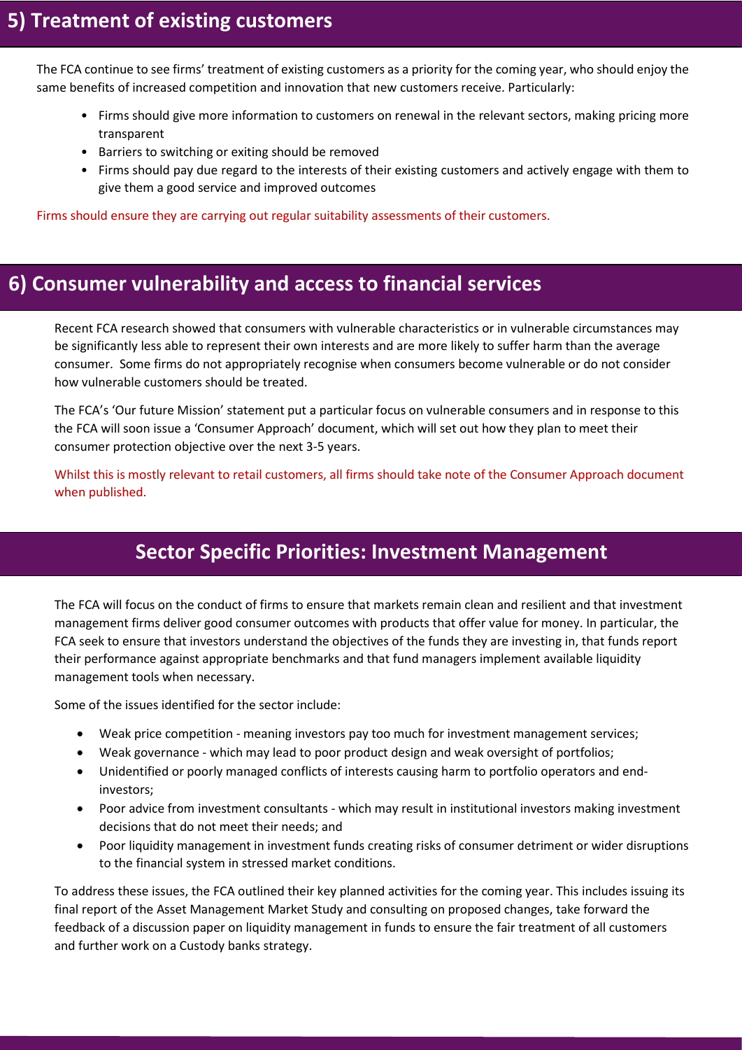## 5) Treatment of existing customers

The FCA continue to see firms' treatment of existing customers as a priority for the coming year, who should enjoy the same benefits of increased competition and innovation that new customers receive. Particularly:

- Firms should give more information to customers on renewal in the relevant sectors, making pricing more transparent
- Barriers to switching or exiting should be removed
- Firms should pay due regard to the interests of their existing customers and actively engage with them to give them a good service and improved outcomes

Firms should ensure they are carrying out regular suitability assessments of their customers.

## 6) Consumer vulnerability and access to financial services

Recent FCA research showed that consumers with vulnerable characteristics or in vulnerable circumstances may be significantly less able to represent their own interests and are more likely to suffer harm than the average consumer. Some firms do not appropriately recognise when consumers become vulnerable or do not consider how vulnerable customers should be treated.

The FCA's 'Our future Mission' statement put a particular focus on vulnerable consumers and in response to this the FCA will soon issue a 'Consumer Approach' document, which will set out how they plan to meet their consumer protection objective over the next 3-5 years.

Whilst this is mostly relevant to retail customers, all firms should take note of the Consumer Approach document when published.

## Sector Specific Priorities: Investment Management

The FCA will focus on the conduct of firms to ensure that markets remain clean and resilient and that investment management firms deliver good consumer outcomes with products that offer value for money. In particular, the FCA seek to ensure that investors understand the objectives of the funds they are investing in, that funds report their performance against appropriate benchmarks and that fund managers implement available liquidity management tools when necessary.

Some of the issues identified for the sector include:

- Weak price competition - meaning investors pay too much for investment management services;
- Weak governance - which may lead to poor product design and weak oversight of portfolios;
- Unidentified or poorly managed conflicts of interests causing harm to portfolio operators and end-investors;
- Poor advice from investment consultants - which may result in institutional investors making investment decisions that do not meet their needs; and
- Poor liquidity management in investment funds creating risks of consumer detriment or wider disruptions to the financial system in stressed market conditions.

To address these issues, the FCA outlined their key planned activities for the coming year. This includes issuing its final report of the Asset Management Market Study and consulting on proposed changes, take forward the feedback of a discussion paper on liquidity management in funds to ensure the fair treatment of all customers and further work on a Custody banks strategy.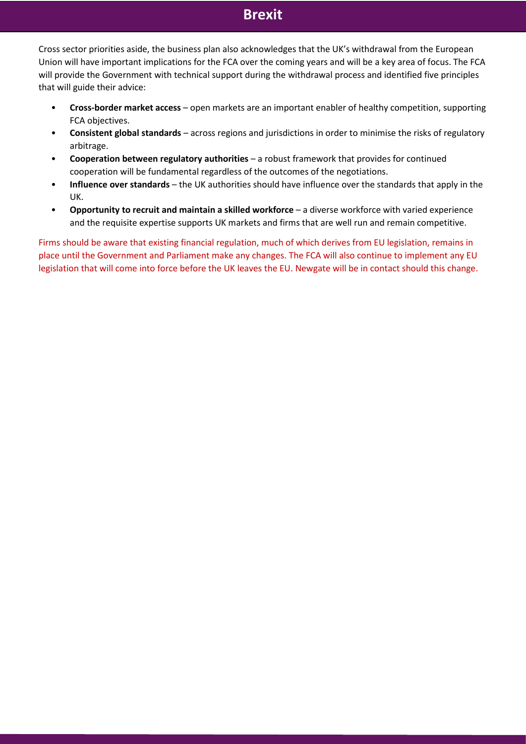# Brexit

Cross sector priorities aside, the business plan also acknowledges that the UK's withdrawal from the European Union will have important implications for the FCA over the coming years and will be a key area of focus. The FCA will provide the Government with technical support during the withdrawal process and identified five principles that will guide their advice:

- **Cross-border market access** – open markets are an important enabler of healthy competition, supporting FCA objectives.
- **Consistent global standards** – across regions and jurisdictions in order to minimise the risks of regulatory arbitrage.
- **Cooperation between regulatory authorities** – a robust framework that provides for continued cooperation will be fundamental regardless of the outcomes of the negotiations.
- **Influence over standards** – the UK authorities should have influence over the standards that apply in the UK.
- **Opportunity to recruit and maintain a skilled workforce** – a diverse workforce with varied experience and the requisite expertise supports UK markets and firms that are well run and remain competitive.

Firms should be aware that existing financial regulation, much of which derives from EU legislation, remains in place until the Government and Parliament make any changes. The FCA will also continue to implement any EU legislation that will come into force before the UK leaves the EU. Newgate will be in contact should this change.